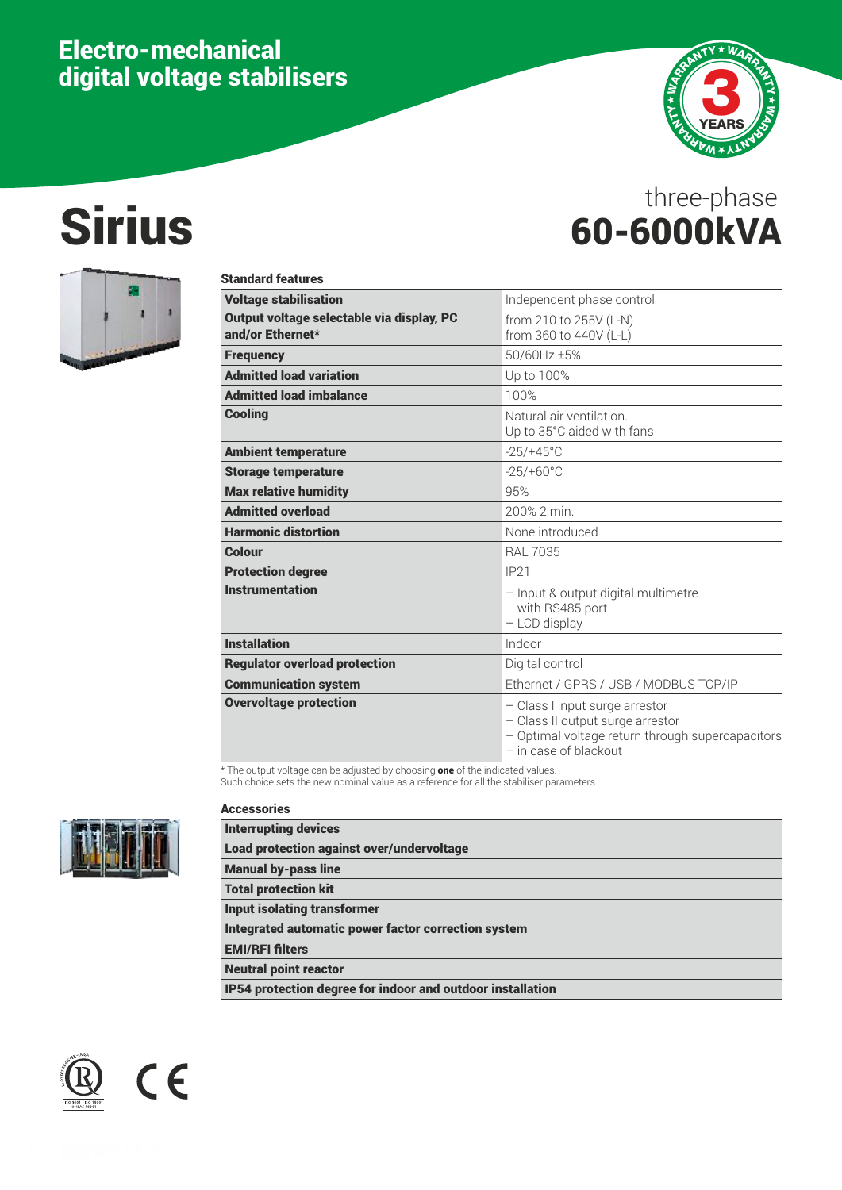# Electro-mechanical digital voltage stabilisers

# Sirius

three-phase
**60-6000kVA**

3 YEARS WARRANTY

**Standard features**

| | |
|---|---|
| **Voltage stabilisation** | Independent phase control |
| **Output voltage selectable via display, PC and/or Ethernet*** | from 210 to 255V (L-N)<br>from 360 to 440V (L-L) |
| **Frequency** | 50/60Hz ±5% |
| **Admitted load variation** | Up to 100% |
| **Admitted load imbalance** | 100% |
| **Cooling** | Natural air ventilation.<br>Up to 35°C aided with fans |
| **Ambient temperature** | -25/+45°C |
| **Storage temperature** | -25/+60°C |
| **Max relative humidity** | 95% |
| **Admitted overload** | 200% 2 min. |
| **Harmonic distortion** | None introduced |
| **Colour** | RAL 7035 |
| **Protection degree** | IP21 |
| **Instrumentation** | – Input & output digital multimetre with RS485 port<br>– LCD display |
| **Installation** | Indoor |
| **Regulator overload protection** | Digital control |
| **Communication system** | Ethernet / GPRS / USB / MODBUS TCP/IP |
| **Overvoltage protection** | – Class I input surge arrestor<br>– Class II output surge arrestor<br>– Optimal voltage return through supercapacitors in case of blackout |

\* The output voltage can be adjusted by choosing **one** of the indicated values.
Such choice sets the new nominal value as a reference for all the stabiliser parameters.

**Accessories**

| |
|---|
| **Interrupting devices** |
| **Load protection against over/undervoltage** |
| **Manual by-pass line** |
| **Total protection kit** |
| **Input isolating transformer** |
| **Integrated automatic power factor correction system** |
| **EMI/RFI filters** |
| **Neutral point reactor** |
| **IP54 protection degree for indoor and outdoor installation** |

ISO 9001 · ISO 14001 · OHSAS 18001

CE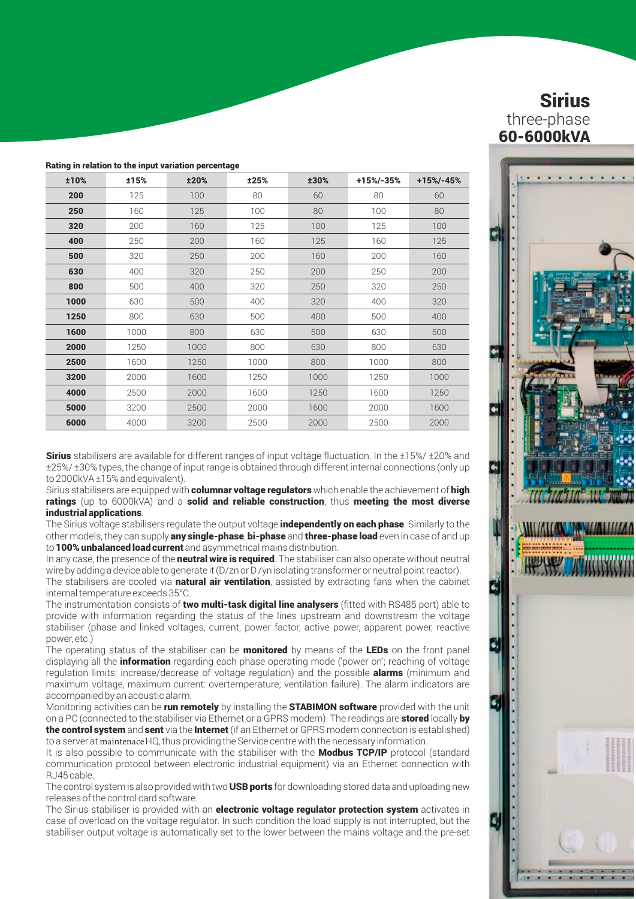# Sirius

three-phase

**60-6000kVA**

**Rating in relation to the input variation percentage**

| ±10% | ±15% | ±20% | ±25% | ±30% | +15%/-35% | +15%/-45% |
|---|---|---|---|---|---|---|
| **200** | 125 | 100 | 80 | 60 | 80 | 60 |
| **250** | 160 | 125 | 100 | 80 | 100 | 80 |
| **320** | 200 | 160 | 125 | 100 | 125 | 100 |
| **400** | 250 | 200 | 160 | 125 | 160 | 125 |
| **500** | 320 | 250 | 200 | 160 | 200 | 160 |
| **630** | 400 | 320 | 250 | 200 | 250 | 200 |
| **800** | 500 | 400 | 320 | 250 | 320 | 250 |
| **1000** | 630 | 500 | 400 | 320 | 400 | 320 |
| **1250** | 800 | 630 | 500 | 400 | 500 | 400 |
| **1600** | 1000 | 800 | 630 | 500 | 630 | 500 |
| **2000** | 1250 | 1000 | 800 | 630 | 800 | 630 |
| **2500** | 1600 | 1250 | 1000 | 800 | 1000 | 800 |
| **3200** | 2000 | 1600 | 1250 | 1000 | 1250 | 1000 |
| **4000** | 2500 | 2000 | 1600 | 1250 | 1600 | 1250 |
| **5000** | 3200 | 2500 | 2000 | 1600 | 2000 | 1600 |
| **6000** | 4000 | 3200 | 2500 | 2000 | 2500 | 2000 |

**Sirius** stabilisers are available for different ranges of input voltage fluctuation. In the ±15%/ ±20% and ±25%/ ±30% types, the change of input range is obtained through different internal connections (only up to 2000kVA ±15% and equivalent).

Sirius stabilisers are equipped with **columnar voltage regulators** which enable the achievement of **high ratings** (up to 6000kVA) and a **solid and reliable construction**, thus **meeting the most diverse industrial applications**.

The Sirius voltage stabilisers regulate the output voltage **independently on each phase**. Similarly to the other models, they can supply **any single-phase**, **bi-phase** and **three-phase load** even in case of and up to **100% unbalanced load current** and asymmetrical mains distribution.

In any case, the presence of the **neutral wire is required**. The stabiliser can also operate without neutral wire by adding a device able to generate it (D/zn or D /yn isolating transformer or neutral point reactor).

The stabilisers are cooled via **natural air ventilation**, assisted by extracting fans when the cabinet internal temperature exceeds 35°C.

The instrumentation consists of **two multi-task digital line analysers** (fitted with RS485 port) able to provide with information regarding the status of the lines upstream and downstream the voltage stabiliser (phase and linked voltages, current, power factor, active power, apparent power, reactive power, etc.)

The operating status of the stabiliser can be **monitored** by means of the **LEDs** on the front panel displaying all the **information** regarding each phase operating mode ('power on'; reaching of voltage regulation limits; increase/decrease of voltage regulation) and the possible **alarms** (minimum and maximum voltage, maximum current: overtemperature; ventilation failure). The alarm indicators are accompanied by an acoustic alarm.

Monitoring activities can be **run remotely** by installing the **STABIMON software** provided with the unit on a PC (connected to the stabiliser via Ethernet or a GPRS modem). The readings are **stored** locally **by the control system** and **sent** via the **Internet** (if an Ethernet or GPRS modem connection is established) to a server at maintenace HQ, thus providing the Service centre with the necessary information.

It is also possible to communicate with the stabiliser with the **Modbus TCP/IP** protocol (standard communication protocol between electronic industrial equipment) via an Ethernet connection with RJ45 cable.

The control system is also provided with two **USB ports** for downloading stored data and uploading new releases of the control card software.

The Sirius stabiliser is provided with an **electronic voltage regulator protection system** activates in case of overload on the voltage regulator. In such condition the load supply is not interrupted, but the stabiliser output voltage is automatically set to the lower between the mains voltage and the pre-set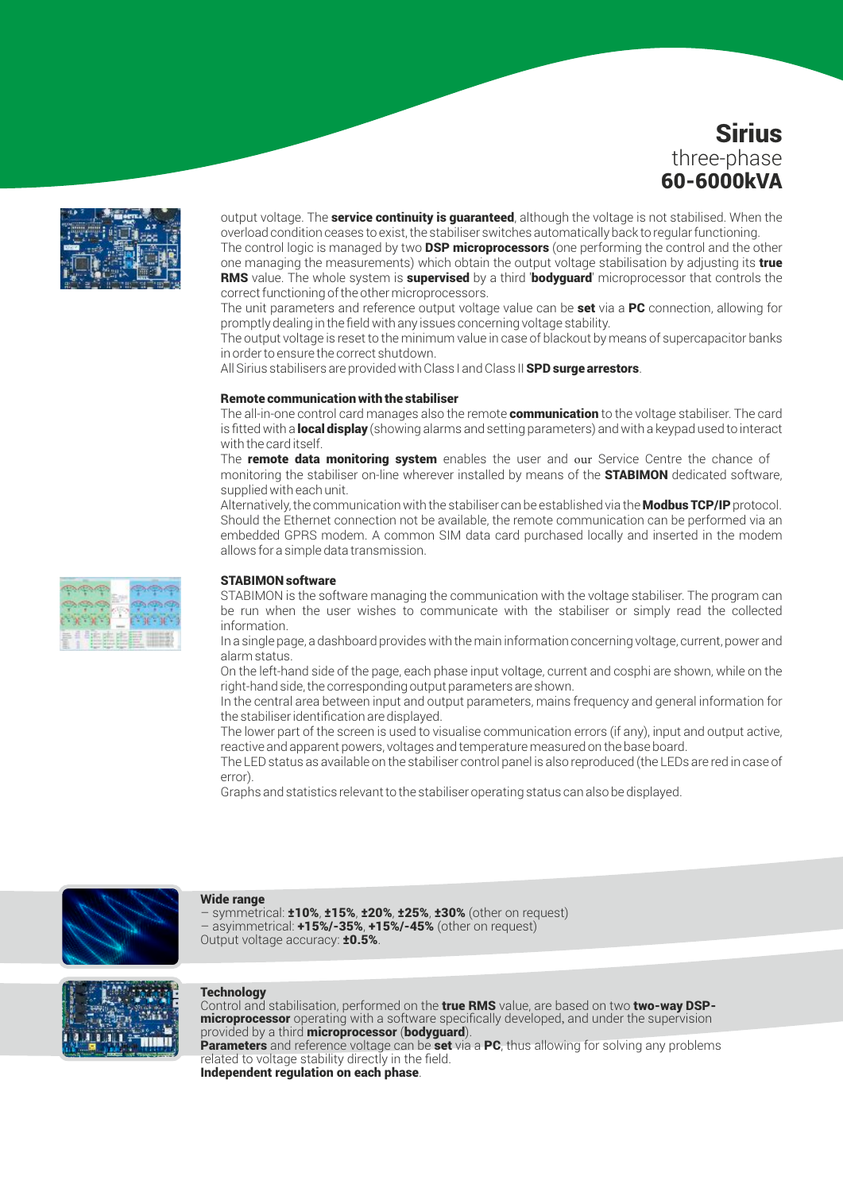# Sirius

three-phase

**60-6000kVA**

output voltage. The **service continuity is guaranteed**, although the voltage is not stabilised. When the overload condition ceases to exist, the stabiliser switches automatically back to regular functioning.
The control logic is managed by two **DSP microprocessors** (one performing the control and the other one managing the measurements) which obtain the output voltage stabilisation by adjusting its **true RMS** value. The whole system is **supervised** by a third '**bodyguard**' microprocessor that controls the correct functioning of the other microprocessors.
The unit parameters and reference output voltage value can be **set** via a **PC** connection, allowing for promptly dealing in the field with any issues concerning voltage stability.
The output voltage is reset to the minimum value in case of blackout by means of supercapacitor banks in order to ensure the correct shutdown.
All Sirius stabilisers are provided with Class I and Class II **SPD surge arrestors**.

### Remote communication with the stabiliser

The all-in-one control card manages also the remote **communication** to the voltage stabiliser. The card is fitted with a **local display** (showing alarms and setting parameters) and with a keypad used to interact with the card itself.
The **remote data monitoring system** enables the user and our Service Centre the chance of monitoring the stabiliser on-line wherever installed by means of the **STABIMON** dedicated software, supplied with each unit.
Alternatively, the communication with the stabiliser can be established via the **Modbus TCP/IP** protocol. Should the Ethernet connection not be available, the remote communication can be performed via an embedded GPRS modem. A common SIM data card purchased locally and inserted in the modem allows for a simple data transmission.

### STABIMON software

STABIMON is the software managing the communication with the voltage stabiliser. The program can be run when the user wishes to communicate with the stabiliser or simply read the collected information.
In a single page, a dashboard provides with the main information concerning voltage, current, power and alarm status.
On the left-hand side of the page, each phase input voltage, current and cosphi are shown, while on the right-hand side, the corresponding output parameters are shown.
In the central area between input and output parameters, mains frequency and general information for the stabiliser identification are displayed.
The lower part of the screen is used to visualise communication errors (if any), input and output active, reactive and apparent powers, voltages and temperature measured on the base board.
The LED status as available on the stabiliser control panel is also reproduced (the LEDs are red in case of error).
Graphs and statistics relevant to the stabiliser operating status can also be displayed.

### Wide range

– symmetrical: **±10%**, **±15%**, **±20%**, **±25%**, **±30%** (other on request)
– asyimmetrical: **+15%/-35%**, **+15%/-45%** (other on request)
Output voltage accuracy: **±0.5%**.

### Technology

Control and stabilisation, performed on the **true RMS** value, are based on two **two-way DSP-microprocessor** operating with a software specifically developed, and under the supervision provided by a third **microprocessor** (**bodyguard**).
**Parameters** and reference voltage can be **set** via a **PC**, thus allowing for solving any problems related to voltage stability directly in the field.
**Independent regulation on each phase**.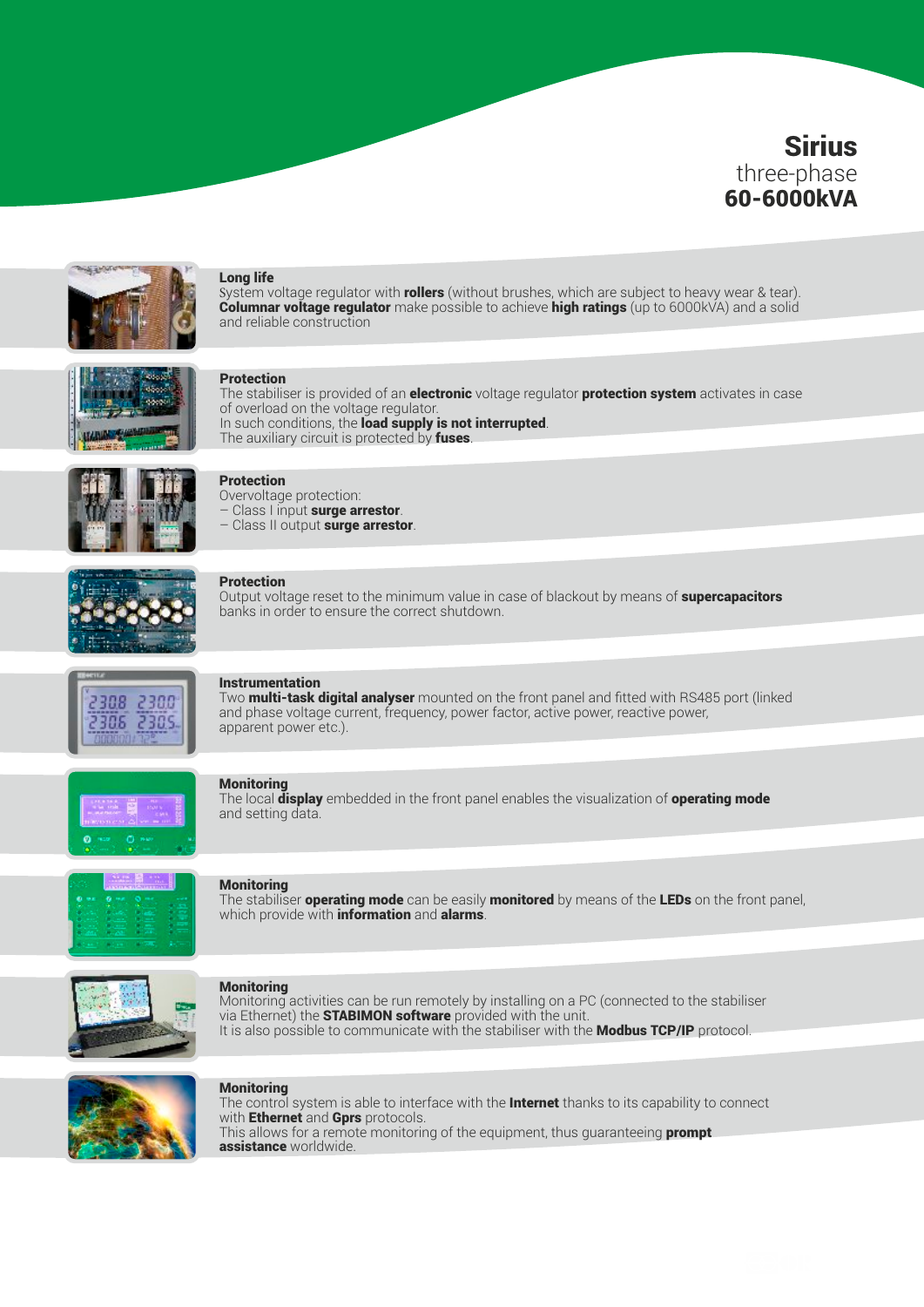# Sirius
three-phase
**60-6000kVA**

### Long life

System voltage regulator with **rollers** (without brushes, which are subject to heavy wear & tear). **Columnar voltage regulator** make possible to achieve **high ratings** (up to 6000kVA) and a solid and reliable construction

### Protection

The stabiliser is provided of an **electronic** voltage regulator **protection system** activates in case of overload on the voltage regulator.
In such conditions, the **load supply is not interrupted**.
The auxiliary circuit is protected by **fuses**.

### Protection

Overvoltage protection:
– Class I input **surge arrestor**.
– Class II output **surge arrestor**.

### Protection

Output voltage reset to the minimum value in case of blackout by means of **supercapacitors** banks in order to ensure the correct shutdown.

### Instrumentation

Two **multi-task digital analyser** mounted on the front panel and fitted with RS485 port (linked and phase voltage current, frequency, power factor, active power, reactive power, apparent power etc.).

### Monitoring

The local **display** embedded in the front panel enables the visualization of **operating mode** and setting data.

### Monitoring

The stabiliser **operating mode** can be easily **monitored** by means of the **LEDs** on the front panel, which provide with **information** and **alarms**.

### Monitoring

Monitoring activities can be run remotely by installing on a PC (connected to the stabiliser via Ethernet) the **STABIMON software** provided with the unit.
It is also possible to communicate with the stabiliser with the **Modbus TCP/IP** protocol.

### Monitoring

The control system is able to interface with the **Internet** thanks to its capability to connect with **Ethernet** and **Gprs** protocols.
This allows for a remote monitoring of the equipment, thus guaranteeing **prompt assistance** worldwide.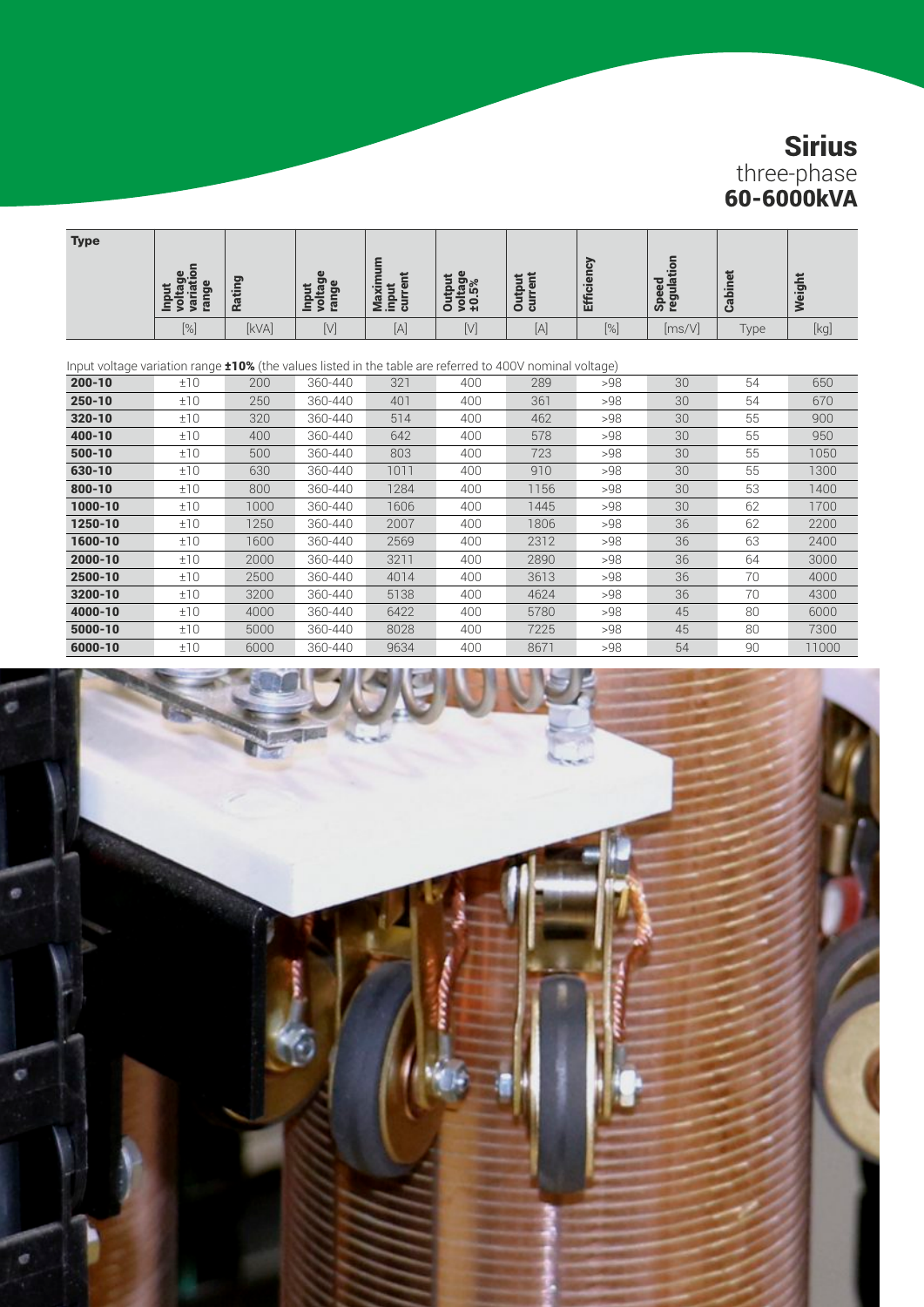# Sirius

three-phase

**60-6000kVA**

| Type | Input voltage variation range | Rating | Input voltage range | Maximum input current | Output voltage ±0.5% | Output current | Efficiency | Speed regulation | Cabinet | Weight |
|---|---|---|---|---|---|---|---|---|---|---|
| | [%] | [kVA] | [V] | [A] | [V] | [A] | [%] | [ms/V] | Type | [kg] |

Input voltage variation range **±10%** (the values listed in the table are referred to 400V nominal voltage)

| Type | Input voltage variation range [%] | Rating [kVA] | Input voltage range [V] | Maximum input current [A] | Output voltage ±0.5% [V] | Output current [A] | Efficiency [%] | Speed regulation [ms/V] | Cabinet Type | Weight [kg] |
|---|---|---|---|---|---|---|---|---|---|---|
| **200-10** | ±10 | 200 | 360-440 | 321 | 400 | 289 | >98 | 30 | 54 | 650 |
| **250-10** | ±10 | 250 | 360-440 | 401 | 400 | 361 | >98 | 30 | 54 | 670 |
| **320-10** | ±10 | 320 | 360-440 | 514 | 400 | 462 | >98 | 30 | 55 | 900 |
| **400-10** | ±10 | 400 | 360-440 | 642 | 400 | 578 | >98 | 30 | 55 | 950 |
| **500-10** | ±10 | 500 | 360-440 | 803 | 400 | 723 | >98 | 30 | 55 | 1050 |
| **630-10** | ±10 | 630 | 360-440 | 1011 | 400 | 910 | >98 | 30 | 55 | 1300 |
| **800-10** | ±10 | 800 | 360-440 | 1284 | 400 | 1156 | >98 | 30 | 53 | 1400 |
| **1000-10** | ±10 | 1000 | 360-440 | 1606 | 400 | 1445 | >98 | 30 | 62 | 1700 |
| **1250-10** | ±10 | 1250 | 360-440 | 2007 | 400 | 1806 | >98 | 36 | 62 | 2200 |
| **1600-10** | ±10 | 1600 | 360-440 | 2569 | 400 | 2312 | >98 | 36 | 63 | 2400 |
| **2000-10** | ±10 | 2000 | 360-440 | 3211 | 400 | 2890 | >98 | 36 | 64 | 3000 |
| **2500-10** | ±10 | 2500 | 360-440 | 4014 | 400 | 3613 | >98 | 36 | 70 | 4000 |
| **3200-10** | ±10 | 3200 | 360-440 | 5138 | 400 | 4624 | >98 | 36 | 70 | 4300 |
| **4000-10** | ±10 | 4000 | 360-440 | 6422 | 400 | 5780 | >98 | 45 | 80 | 6000 |
| **5000-10** | ±10 | 5000 | 360-440 | 8028 | 400 | 7225 | >98 | 45 | 80 | 7300 |
| **6000-10** | ±10 | 6000 | 360-440 | 9634 | 400 | 8671 | >98 | 54 | 90 | 11000 |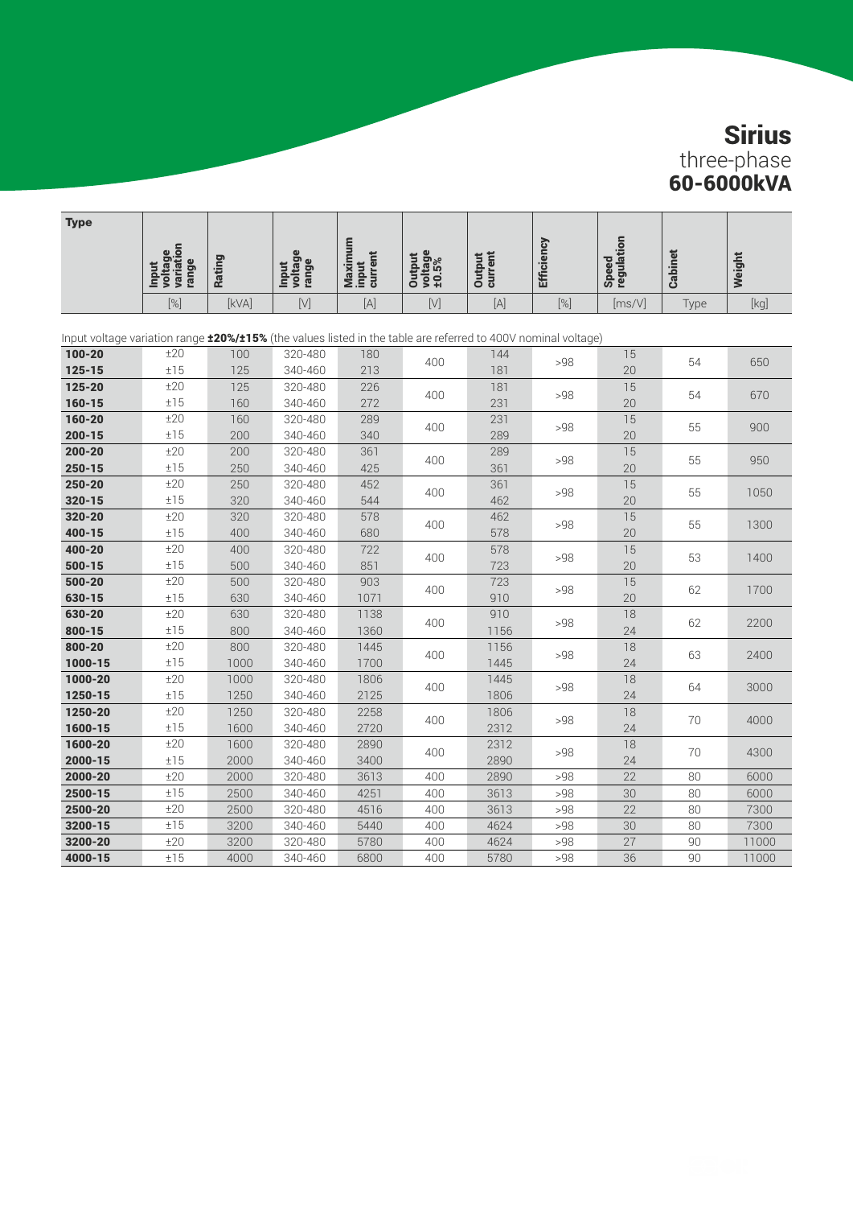# Sirius

three-phase
**60-6000kVA**

| Type | Input voltage variation range | Rating | Input voltage range | Maximum input current | Output voltage ±0.5% | Output current | Efficiency | Speed regulation | Cabinet | Weight |
|---|---|---|---|---|---|---|---|---|---|---|
| | [%] | [kVA] | [V] | [A] | [V] | [A] | [%] | [ms/V] | Type | [kg] |

Input voltage variation range **±20%/±15%** (the values listed in the table are referred to 400V nominal voltage)

| Type | Input voltage variation range [%] | Rating [kVA] | Input voltage range [V] | Maximum input current [A] | Output voltage ±0.5% [V] | Output current [A] | Efficiency [%] | Speed regulation [ms/V] | Cabinet Type | Weight [kg] |
|---|---|---|---|---|---|---|---|---|---|---|
| **100-20** | ±20 | 100 | 320-480 | 180 | 400 | 144 | >98 | 15 | 54 | 650 |
| **125-15** | ±15 | 125 | 340-460 | 213 | | 181 | | 20 | | |
| **125-20** | ±20 | 125 | 320-480 | 226 | 400 | 181 | >98 | 15 | 54 | 670 |
| **160-15** | ±15 | 160 | 340-460 | 272 | | 231 | | 20 | | |
| **160-20** | ±20 | 160 | 320-480 | 289 | 400 | 231 | >98 | 15 | 55 | 900 |
| **200-15** | ±15 | 200 | 340-460 | 340 | | 289 | | 20 | | |
| **200-20** | ±20 | 200 | 320-480 | 361 | 400 | 289 | >98 | 15 | 55 | 950 |
| **250-15** | ±15 | 250 | 340-460 | 425 | | 361 | | 20 | | |
| **250-20** | ±20 | 250 | 320-480 | 452 | 400 | 361 | >98 | 15 | 55 | 1050 |
| **320-15** | ±15 | 320 | 340-460 | 544 | | 462 | | 20 | | |
| **320-20** | ±20 | 320 | 320-480 | 578 | 400 | 462 | >98 | 15 | 55 | 1300 |
| **400-15** | ±15 | 400 | 340-460 | 680 | | 578 | | 20 | | |
| **400-20** | ±20 | 400 | 320-480 | 722 | 400 | 578 | >98 | 15 | 53 | 1400 |
| **500-15** | ±15 | 500 | 340-460 | 851 | | 723 | | 20 | | |
| **500-20** | ±20 | 500 | 320-480 | 903 | 400 | 723 | >98 | 15 | 62 | 1700 |
| **630-15** | ±15 | 630 | 340-460 | 1071 | | 910 | | 20 | | |
| **630-20** | ±20 | 630 | 320-480 | 1138 | 400 | 910 | >98 | 18 | 62 | 2200 |
| **800-15** | ±15 | 800 | 340-460 | 1360 | | 1156 | | 24 | | |
| **800-20** | ±20 | 800 | 320-480 | 1445 | 400 | 1156 | >98 | 18 | 63 | 2400 |
| **1000-15** | ±15 | 1000 | 340-460 | 1700 | | 1445 | | 24 | | |
| **1000-20** | ±20 | 1000 | 320-480 | 1806 | 400 | 1445 | >98 | 18 | 64 | 3000 |
| **1250-15** | ±15 | 1250 | 340-460 | 2125 | | 1806 | | 24 | | |
| **1250-20** | ±20 | 1250 | 320-480 | 2258 | 400 | 1806 | >98 | 18 | 70 | 4000 |
| **1600-15** | ±15 | 1600 | 340-460 | 2720 | | 2312 | | 24 | | |
| **1600-20** | ±20 | 1600 | 320-480 | 2890 | 400 | 2312 | >98 | 18 | 70 | 4300 |
| **2000-15** | ±15 | 2000 | 340-460 | 3400 | | 2890 | | 24 | | |
| **2000-20** | ±20 | 2000 | 320-480 | 3613 | 400 | 2890 | >98 | 22 | 80 | 6000 |
| **2500-15** | ±15 | 2500 | 340-460 | 4251 | 400 | 3613 | >98 | 30 | 80 | 6000 |
| **2500-20** | ±20 | 2500 | 320-480 | 4516 | 400 | 3613 | >98 | 22 | 80 | 7300 |
| **3200-15** | ±15 | 3200 | 340-460 | 5440 | 400 | 4624 | >98 | 30 | 80 | 7300 |
| **3200-20** | ±20 | 3200 | 320-480 | 5780 | 400 | 4624 | >98 | 27 | 90 | 11000 |
| **4000-15** | ±15 | 4000 | 340-460 | 6800 | 400 | 5780 | >98 | 36 | 90 | 11000 |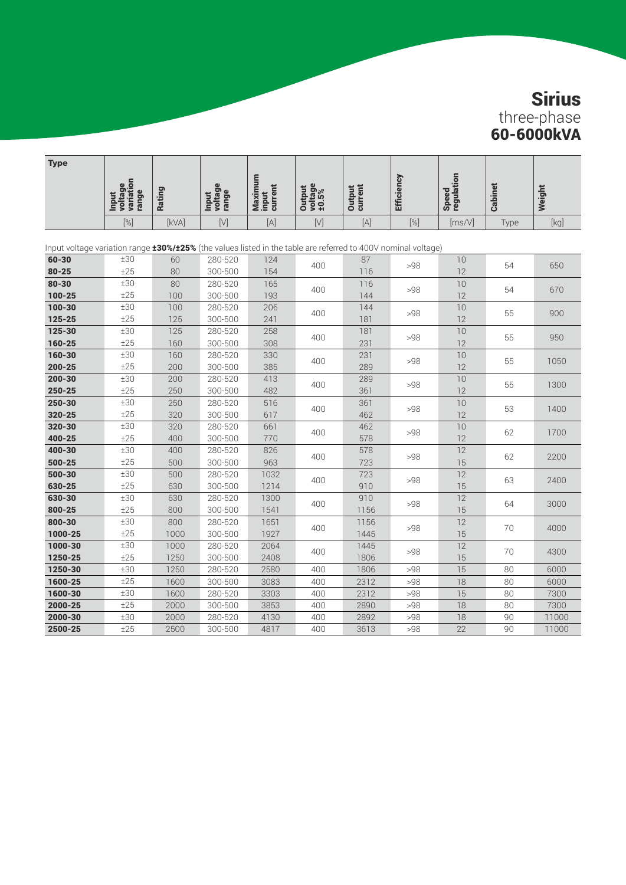# Sirius

three-phase

**60-6000kVA**

| Type | Input voltage variation range | Rating | Input voltage range | Maximum input current | Output voltage ±0.5% | Output current | Efficiency | Speed regulation | Cabinet | Weight |
|---|---|---|---|---|---|---|---|---|---|---|
| | [%] | [kVA] | [V] | [A] | [V] | [A] | [%] | [ms/V] | Type | [kg] |
| Input voltage variation range **±30%/±25%** (the values listed in the table are referred to 400V nominal voltage) | | | | | | | | | | |
| **60-30** | ±30 | 60 | 280-520 | 124 | 400 | 87 | >98 | 10 | 54 | 650 |
| **80-25** | ±25 | 80 | 300-500 | 154 | | 116 | | 12 | | |
| **80-30** | ±30 | 80 | 280-520 | 165 | 400 | 116 | >98 | 10 | 54 | 670 |
| **100-25** | ±25 | 100 | 300-500 | 193 | | 144 | | 12 | | |
| **100-30** | ±30 | 100 | 280-520 | 206 | 400 | 144 | >98 | 10 | 55 | 900 |
| **125-25** | ±25 | 125 | 300-500 | 241 | | 181 | | 12 | | |
| **125-30** | ±30 | 125 | 280-520 | 258 | 400 | 181 | >98 | 10 | 55 | 950 |
| **160-25** | ±25 | 160 | 300-500 | 308 | | 231 | | 12 | | |
| **160-30** | ±30 | 160 | 280-520 | 330 | 400 | 231 | >98 | 10 | 55 | 1050 |
| **200-25** | ±25 | 200 | 300-500 | 385 | | 289 | | 12 | | |
| **200-30** | ±30 | 200 | 280-520 | 413 | 400 | 289 | >98 | 10 | 55 | 1300 |
| **250-25** | ±25 | 250 | 300-500 | 482 | | 361 | | 12 | | |
| **250-30** | ±30 | 250 | 280-520 | 516 | 400 | 361 | >98 | 10 | 53 | 1400 |
| **320-25** | ±25 | 320 | 300-500 | 617 | | 462 | | 12 | | |
| **320-30** | ±30 | 320 | 280-520 | 661 | 400 | 462 | >98 | 10 | 62 | 1700 |
| **400-25** | ±25 | 400 | 300-500 | 770 | | 578 | | 12 | | |
| **400-30** | ±30 | 400 | 280-520 | 826 | 400 | 578 | >98 | 12 | 62 | 2200 |
| **500-25** | ±25 | 500 | 300-500 | 963 | | 723 | | 15 | | |
| **500-30** | ±30 | 500 | 280-520 | 1032 | 400 | 723 | >98 | 12 | 63 | 2400 |
| **630-25** | ±25 | 630 | 300-500 | 1214 | | 910 | | 15 | | |
| **630-30** | ±30 | 630 | 280-520 | 1300 | 400 | 910 | >98 | 12 | 64 | 3000 |
| **800-25** | ±25 | 800 | 300-500 | 1541 | | 1156 | | 15 | | |
| **800-30** | ±30 | 800 | 280-520 | 1651 | 400 | 1156 | >98 | 12 | 70 | 4000 |
| **1000-25** | ±25 | 1000 | 300-500 | 1927 | | 1445 | | 15 | | |
| **1000-30** | ±30 | 1000 | 280-520 | 2064 | 400 | 1445 | >98 | 12 | 70 | 4300 |
| **1250-25** | ±25 | 1250 | 300-500 | 2408 | | 1806 | | 15 | | |
| **1250-30** | ±30 | 1250 | 280-520 | 2580 | 400 | 1806 | >98 | 15 | 80 | 6000 |
| **1600-25** | ±25 | 1600 | 300-500 | 3083 | 400 | 2312 | >98 | 18 | 80 | 6000 |
| **1600-30** | ±30 | 1600 | 280-520 | 3303 | 400 | 2312 | >98 | 15 | 80 | 7300 |
| **2000-25** | ±25 | 2000 | 300-500 | 3853 | 400 | 2890 | >98 | 18 | 80 | 7300 |
| **2000-30** | ±30 | 2000 | 280-520 | 4130 | 400 | 2892 | >98 | 18 | 90 | 11000 |
| **2500-25** | ±25 | 2500 | 300-500 | 4817 | 400 | 3613 | >98 | 22 | 90 | 11000 |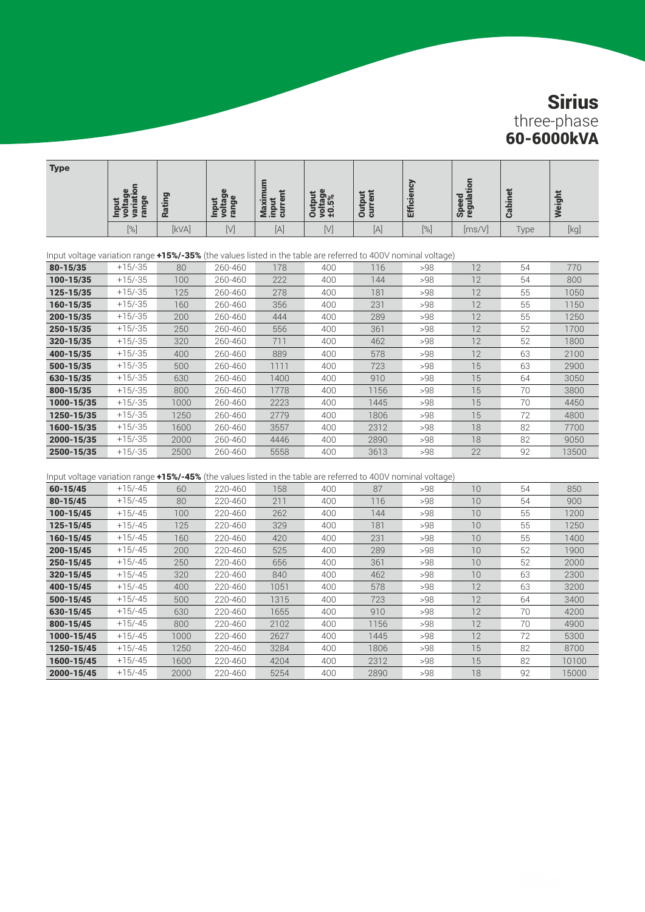# Sirius

three-phase

**60-6000kVA**

| Type | Input voltage variation range | Rating | Input voltage range | Maximum input current | Output voltage ±0.5% | Output current | Efficiency | Speed regulation | Cabinet | Weight |
|---|---|---|---|---|---|---|---|---|---|---|
| | [%] | [kVA] | [V] | [A] | [V] | [A] | [%] | [ms/V] | Type | [kg] |

Input voltage variation range **+15%/-35%** (the values listed in the table are referred to 400V nominal voltage)

| | | | | | | | | | | |
|---|---|---|---|---|---|---|---|---|---|---|
| **80-15/35** | +15/-35 | 80 | 260-460 | 178 | 400 | 116 | >98 | 12 | 54 | 770 |
| **100-15/35** | +15/-35 | 100 | 260-460 | 222 | 400 | 144 | >98 | 12 | 54 | 800 |
| **125-15/35** | +15/-35 | 125 | 260-460 | 278 | 400 | 181 | >98 | 12 | 55 | 1050 |
| **160-15/35** | +15/-35 | 160 | 260-460 | 356 | 400 | 231 | >98 | 12 | 55 | 1150 |
| **200-15/35** | +15/-35 | 200 | 260-460 | 444 | 400 | 289 | >98 | 12 | 55 | 1250 |
| **250-15/35** | +15/-35 | 250 | 260-460 | 556 | 400 | 361 | >98 | 12 | 52 | 1700 |
| **320-15/35** | +15/-35 | 320 | 260-460 | 711 | 400 | 462 | >98 | 12 | 52 | 1800 |
| **400-15/35** | +15/-35 | 400 | 260-460 | 889 | 400 | 578 | >98 | 12 | 63 | 2100 |
| **500-15/35** | +15/-35 | 500 | 260-460 | 1111 | 400 | 723 | >98 | 15 | 63 | 2900 |
| **630-15/35** | +15/-35 | 630 | 260-460 | 1400 | 400 | 910 | >98 | 15 | 64 | 3050 |
| **800-15/35** | +15/-35 | 800 | 260-460 | 1778 | 400 | 1156 | >98 | 15 | 70 | 3800 |
| **1000-15/35** | +15/-35 | 1000 | 260-460 | 2223 | 400 | 1445 | >98 | 15 | 70 | 4450 |
| **1250-15/35** | +15/-35 | 1250 | 260-460 | 2779 | 400 | 1806 | >98 | 15 | 72 | 4800 |
| **1600-15/35** | +15/-35 | 1600 | 260-460 | 3557 | 400 | 2312 | >98 | 18 | 82 | 7700 |
| **2000-15/35** | +15/-35 | 2000 | 260-460 | 4446 | 400 | 2890 | >98 | 18 | 82 | 9050 |
| **2500-15/35** | +15/-35 | 2500 | 260-460 | 5558 | 400 | 3613 | >98 | 22 | 92 | 13500 |

Input voltage variation range **+15%/-45%** (the values listed in the table are referred to 400V nominal voltage)

| | | | | | | | | | | |
|---|---|---|---|---|---|---|---|---|---|---|
| **60-15/45** | +15/-45 | 60 | 220-460 | 158 | 400 | 87 | >98 | 10 | 54 | 850 |
| **80-15/45** | +15/-45 | 80 | 220-460 | 211 | 400 | 116 | >98 | 10 | 54 | 900 |
| **100-15/45** | +15/-45 | 100 | 220-460 | 262 | 400 | 144 | >98 | 10 | 55 | 1200 |
| **125-15/45** | +15/-45 | 125 | 220-460 | 329 | 400 | 181 | >98 | 10 | 55 | 1250 |
| **160-15/45** | +15/-45 | 160 | 220-460 | 420 | 400 | 231 | >98 | 10 | 55 | 1400 |
| **200-15/45** | +15/-45 | 200 | 220-460 | 525 | 400 | 289 | >98 | 10 | 52 | 1900 |
| **250-15/45** | +15/-45 | 250 | 220-460 | 656 | 400 | 361 | >98 | 10 | 52 | 2000 |
| **320-15/45** | +15/-45 | 320 | 220-460 | 840 | 400 | 462 | >98 | 10 | 63 | 2300 |
| **400-15/45** | +15/-45 | 400 | 220-460 | 1051 | 400 | 578 | >98 | 12 | 63 | 3200 |
| **500-15/45** | +15/-45 | 500 | 220-460 | 1315 | 400 | 723 | >98 | 12 | 64 | 3400 |
| **630-15/45** | +15/-45 | 630 | 220-460 | 1655 | 400 | 910 | >98 | 12 | 70 | 4200 |
| **800-15/45** | +15/-45 | 800 | 220-460 | 2102 | 400 | 1156 | >98 | 12 | 70 | 4900 |
| **1000-15/45** | +15/-45 | 1000 | 220-460 | 2627 | 400 | 1445 | >98 | 12 | 72 | 5300 |
| **1250-15/45** | +15/-45 | 1250 | 220-460 | 3284 | 400 | 1806 | >98 | 15 | 82 | 8700 |
| **1600-15/45** | +15/-45 | 1600 | 220-460 | 4204 | 400 | 2312 | >98 | 15 | 82 | 10100 |
| **2000-15/45** | +15/-45 | 2000 | 220-460 | 5254 | 400 | 2890 | >98 | 18 | 92 | 15000 |